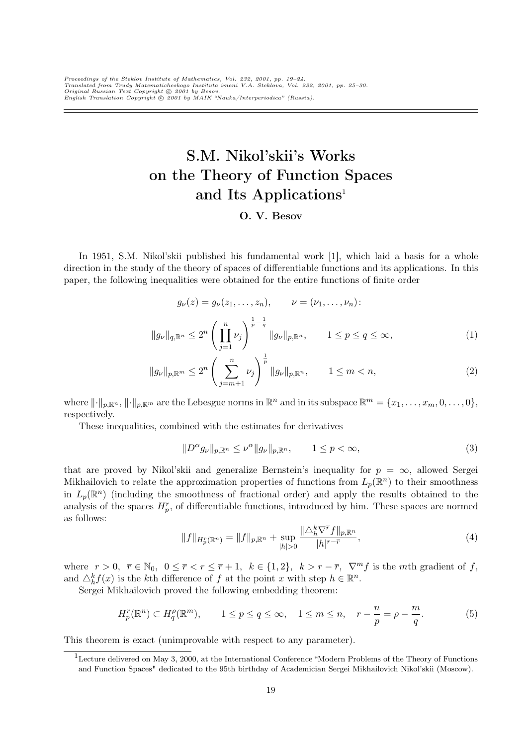# S.M. Nikol'skii's Works on the Theory of Function Spaces and Its Applications[1]

**O. V. Besov**

In 1951, S.M. Nikol'skii published his fundamental work [1], which laid a basis for a whole direction in the study of the theory of spaces of differentiable functions and its applications. In this paper, the following inequalities were obtained for the entire functions of finite order

$$g_\nu(z) = g_\nu(z_1, \dots, z_n), \qquad \nu = (\nu_1, \dots, \nu_n):$$

$$\|g_\nu\|_{q,\mathbb{R}^n} \le 2^n \left( \prod_{j=1}^{n} \nu_j \right)^{\frac{1}{p} - \frac{1}{q}} \|g_\nu\|_{p,\mathbb{R}^n}, \qquad 1 \le p \le q \le \infty, \tag{1}$$

$$\|g_\nu\|_{p,\mathbb{R}^m} \le 2^n \left( \sum_{j=m+1}^{n} \nu_j \right)^{\frac{1}{p}} \|g_\nu\|_{p,\mathbb{R}^n}, \qquad 1 \le m < n, \tag{2}$$

where $\|\cdot\|_{p,\mathbb{R}^n}$, $\|\cdot\|_{p,\mathbb{R}^m}$ are the Lebesgue norms in $\mathbb{R}^n$ and in its subspace $\mathbb{R}^m = \{x_1, \dots, x_m, 0, \dots, 0\}$, respectively.

These inequalities, combined with the estimates for derivatives

$$\|D^\alpha g_\nu\|_{p,\mathbb{R}^n} \le \nu^\alpha \|g_\nu\|_{p,\mathbb{R}^n}, \qquad 1 \le p < \infty, \tag{3}$$

that are proved by Nikol'skii and generalize Bernstein's inequality for $p = \infty$, allowed Sergei Mikhailovich to relate the approximation properties of functions from $L_p(\mathbb{R}^n)$ to their smoothness in $L_p(\mathbb{R}^n)$ (including the smoothness of fractional order) and apply the results obtained to the analysis of the spaces $H_p^r$, of differentiable functions, introduced by him. These spaces are normed as follows:

$$\|f\|_{H_p^r(\mathbb{R}^n)} = \|f\|_{p,\mathbb{R}^n} + \sup_{|h|>0} \frac{\|\triangle_h^k \nabla^{\overline{r}} f\|_{p,\mathbb{R}^n}}{|h|^{r-\overline{r}}}, \tag{4}$$

where $r > 0$, $\overline{r} \in \mathbb{N}_0$, $0 \le \overline{r} < r \le \overline{r} + 1$, $k \in \{1, 2\}$, $k > r - \overline{r}$, $\nabla^m f$ is the $m$th gradient of $f$, and $\triangle_h^k f(x)$ is the $k$th difference of $f$ at the point $x$ with step $h \in \mathbb{R}^n$.

Sergei Mikhailovich proved the following embedding theorem:

$$H_p^r(\mathbb{R}^n) \subset H_q^\rho(\mathbb{R}^m), \qquad 1 \le p \le q \le \infty, \quad 1 \le m \le n, \quad r - \frac{n}{p} = \rho - \frac{m}{q}. \tag{5}$$

This theorem is exact (unimprovable with respect to any parameter).

---

[1] Lecture delivered on May 3, 2000, at the International Conference "Modern Problems of the Theory of Functions and Function Spaces" dedicated to the 95th birthday of Academician Sergei Mikhailovich Nikol'skii (Moscow).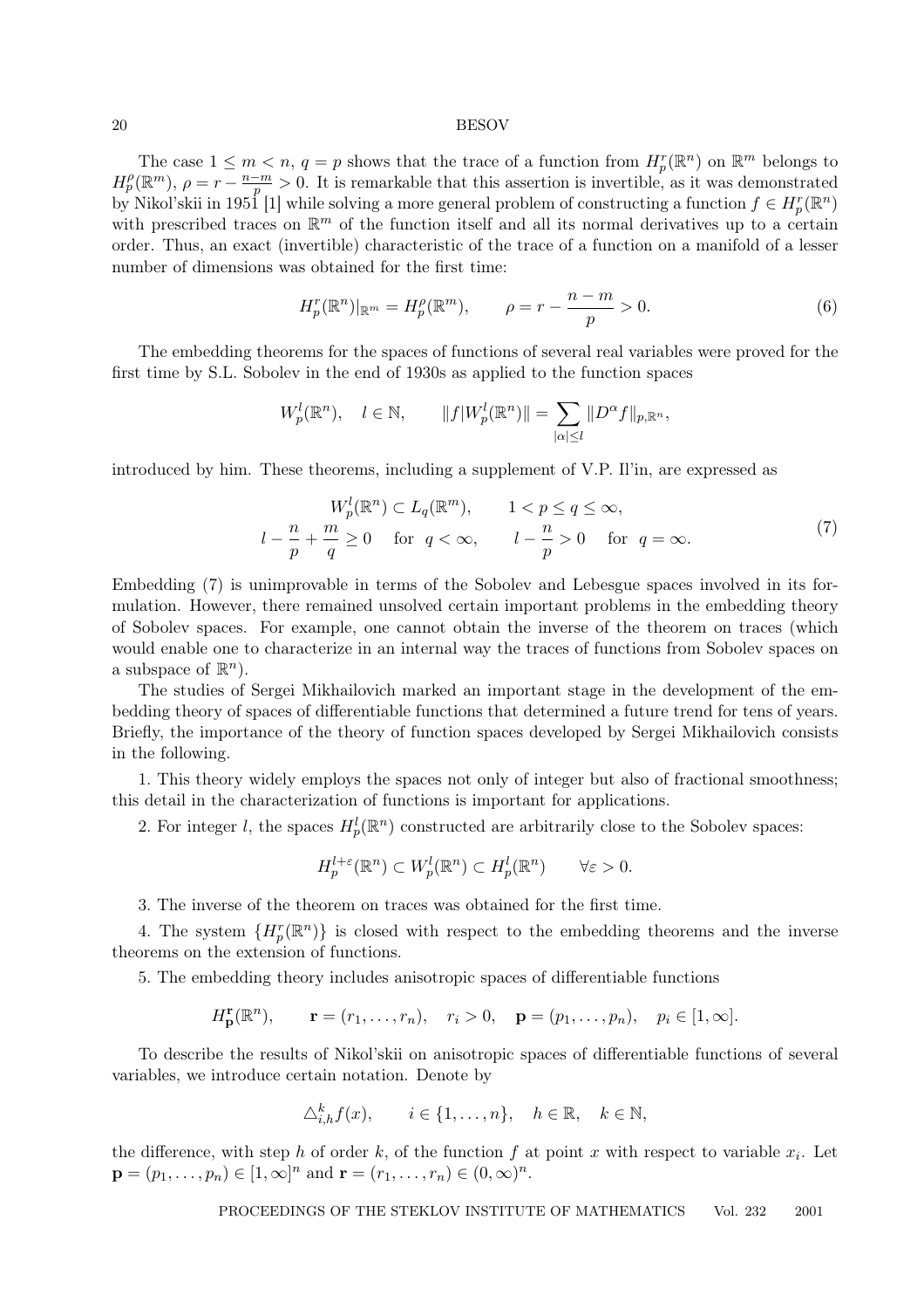The case $1 \le m < n$, $q = p$ shows that the trace of a function from $H_p^r(\mathbb{R}^n)$ on $\mathbb{R}^m$ belongs to $H_p^\rho(\mathbb{R}^m)$, $\rho = r - \frac{n-m}{p} > 0$. It is remarkable that this assertion is invertible, as it was demonstrated by Nikol'skii in 1951 [1] while solving a more general problem of constructing a function $f \in H_p^r(\mathbb{R}^n)$ with prescribed traces on $\mathbb{R}^m$ of the function itself and all its normal derivatives up to a certain order. Thus, an exact (invertible) characteristic of the trace of a function on a manifold of a lesser number of dimensions was obtained for the first time:

$$H_p^r(\mathbb{R}^n)|_{\mathbb{R}^m} = H_p^\rho(\mathbb{R}^m), \qquad \rho = r - \frac{n-m}{p} > 0. \tag{6}$$

The embedding theorems for the spaces of functions of several real variables were proved for the first time by S.L. Sobolev in the end of 1930s as applied to the function spaces

$$W_p^l(\mathbb{R}^n), \quad l \in \mathbb{N}, \qquad \|f|W_p^l(\mathbb{R}^n)\| = \sum_{|\alpha| \le l} \|D^\alpha f\|_{p,\mathbb{R}^n},$$

introduced by him. These theorems, including a supplement of V.P. Il'in, are expressed as

$$\begin{gathered} W_p^l(\mathbb{R}^n) \subset L_q(\mathbb{R}^m), \qquad 1 < p \le q \le \infty, \\ l - \frac{n}{p} + \frac{m}{q} \ge 0 \quad \text{for } q < \infty, \qquad l - \frac{n}{p} > 0 \quad \text{for } q = \infty. \end{gathered} \tag{7}$$

Embedding (7) is unimprovable in terms of the Sobolev and Lebesgue spaces involved in its formulation. However, there remained unsolved certain important problems in the embedding theory of Sobolev spaces. For example, one cannot obtain the inverse of the theorem on traces (which would enable one to characterize in an internal way the traces of functions from Sobolev spaces on a subspace of $\mathbb{R}^n$).

The studies of Sergei Mikhailovich marked an important stage in the development of the embedding theory of spaces of differentiable functions that determined a future trend for tens of years. Briefly, the importance of the theory of function spaces developed by Sergei Mikhailovich consists in the following.

1. This theory widely employs the spaces not only of integer but also of fractional smoothness; this detail in the characterization of functions is important for applications.

2. For integer $l$, the spaces $H_p^l(\mathbb{R}^n)$ constructed are arbitrarily close to the Sobolev spaces:

$$H_p^{l+\varepsilon}(\mathbb{R}^n) \subset W_p^l(\mathbb{R}^n) \subset H_p^l(\mathbb{R}^n) \qquad \forall \varepsilon > 0.$$

3. The inverse of the theorem on traces was obtained for the first time.

4. The system $\{H_p^r(\mathbb{R}^n)\}$ is closed with respect to the embedding theorems and the inverse theorems on the extension of functions.

5. The embedding theory includes anisotropic spaces of differentiable functions

$$H_{\mathbf{p}}^{\mathbf{r}}(\mathbb{R}^n), \qquad \mathbf{r} = (r_1, \dots, r_n), \quad r_i > 0, \quad \mathbf{p} = (p_1, \dots, p_n), \quad p_i \in [1, \infty].$$

To describe the results of Nikol'skii on anisotropic spaces of differentiable functions of several variables, we introduce certain notation. Denote by

$$\triangle_{i,h}^k f(x), \qquad i \in \{1, \dots, n\}, \quad h \in \mathbb{R}, \quad k \in \mathbb{N},$$

the difference, with step $h$ of order $k$, of the function $f$ at point $x$ with respect to variable $x_i$. Let $\mathbf{p} = (p_1, \dots, p_n) \in [1, \infty]^n$ and $\mathbf{r} = (r_1, \dots, r_n) \in (0, \infty)^n$.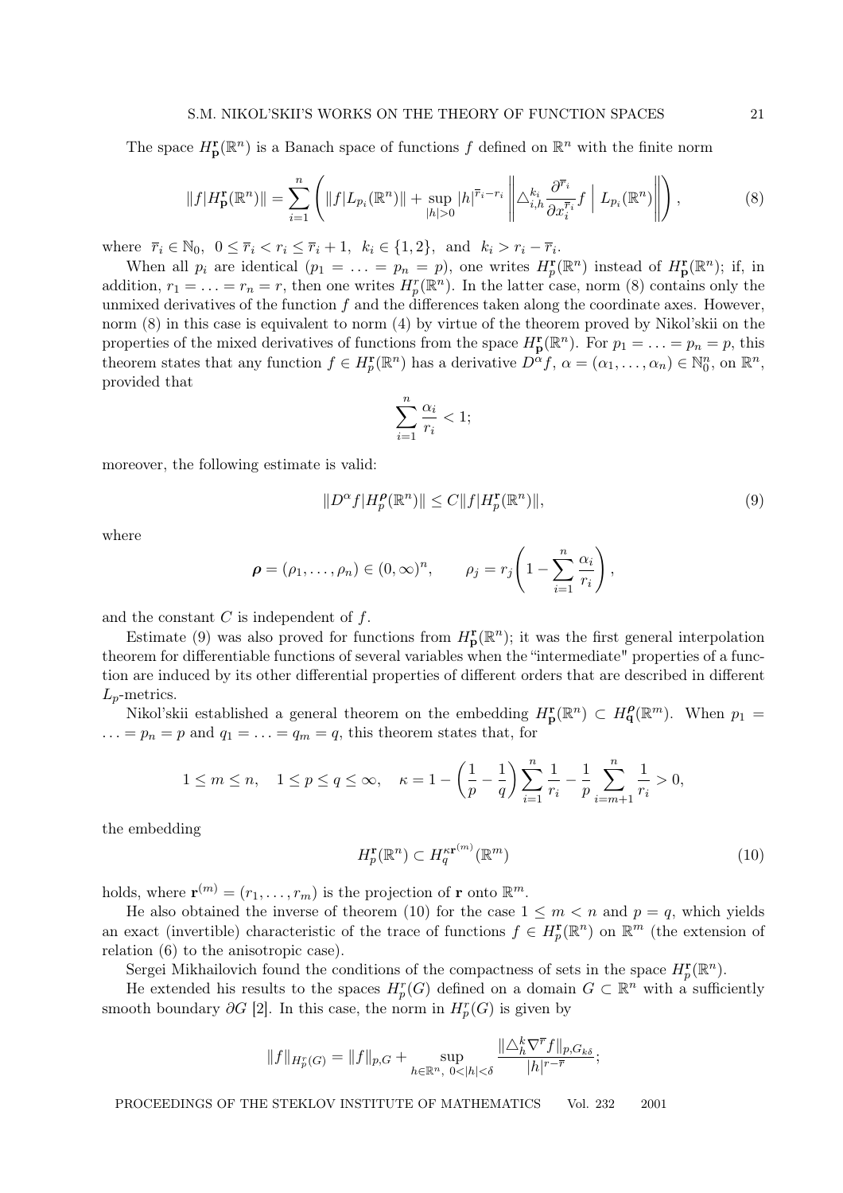The space $H^{\mathbf{r}}_{\mathbf{p}}(\mathbb{R}^n)$ is a Banach space of functions $f$ defined on $\mathbb{R}^n$ with the finite norm

$$\|f|H^{\mathbf{r}}_{\mathbf{p}}(\mathbb{R}^n)\| = \sum_{i=1}^{n}\left(\|f|L_{p_i}(\mathbb{R}^n)\| + \sup_{|h|>0}|h|^{\overline{r}_i - r_i}\left\|\triangle^{k_i}_{i,h}\frac{\partial^{\overline{r}_i}}{\partial x_i^{\overline{r}_i}}f \;\Big|\; L_{p_i}(\mathbb{R}^n)\right\|\right), \tag{8}$$

where $\overline{r}_i \in \mathbb{N}_0$, $0 \le \overline{r}_i < r_i \le \overline{r}_i + 1$, $k_i \in \{1, 2\}$, and $k_i > r_i - \overline{r}_i$.

When all $p_i$ are identical ($p_1 = \ldots = p_n = p$), one writes $H^{\mathbf{r}}_p(\mathbb{R}^n)$ instead of $H^{\mathbf{r}}_{\mathbf{p}}(\mathbb{R}^n)$; if, in addition, $r_1 = \ldots = r_n = r$, then one writes $H^r_p(\mathbb{R}^n)$. In the latter case, norm (8) contains only the unmixed derivatives of the function $f$ and the differences taken along the coordinate axes. However, norm (8) in this case is equivalent to norm (4) by virtue of the theorem proved by Nikol'skii on the properties of the mixed derivatives of functions from the space $H^{\mathbf{r}}_{\mathbf{p}}(\mathbb{R}^n)$. For $p_1 = \ldots = p_n = p$, this theorem states that any function $f \in H^{\mathbf{r}}_p(\mathbb{R}^n)$ has a derivative $D^\alpha f$, $\alpha = (\alpha_1, \ldots, \alpha_n) \in \mathbb{N}_0^n$, on $\mathbb{R}^n$, provided that

$$\sum_{i=1}^{n}\frac{\alpha_i}{r_i} < 1;$$

moreover, the following estimate is valid:

$$\|D^\alpha f|H^{\boldsymbol{\rho}}_p(\mathbb{R}^n)\| \le C\|f|H^{\mathbf{r}}_p(\mathbb{R}^n)\|, \tag{9}$$

where

$$\boldsymbol{\rho} = (\rho_1, \ldots, \rho_n) \in (0, \infty)^n, \qquad \rho_j = r_j\left(1 - \sum_{i=1}^{n}\frac{\alpha_i}{r_i}\right),$$

and the constant $C$ is independent of $f$.

Estimate (9) was also proved for functions from $H^{\mathbf{r}}_{\mathbf{p}}(\mathbb{R}^n)$; it was the first general interpolation theorem for differentiable functions of several variables when the "intermediate" properties of a function are induced by its other differential properties of different orders that are described in different $L_p$-metrics.

Nikol'skii established a general theorem on the embedding $H^{\mathbf{r}}_{\mathbf{p}}(\mathbb{R}^n) \subset H^{\boldsymbol{\rho}}_{\mathbf{q}}(\mathbb{R}^m)$. When $p_1 = \ldots = p_n = p$ and $q_1 = \ldots = q_m = q$, this theorem states that, for

$$1 \le m \le n, \quad 1 \le p \le q \le \infty, \quad \kappa = 1 - \left(\frac{1}{p} - \frac{1}{q}\right)\sum_{i=1}^{n}\frac{1}{r_i} - \frac{1}{p}\sum_{i=m+1}^{n}\frac{1}{r_i} > 0,$$

the embedding

$$H^{\mathbf{r}}_p(\mathbb{R}^n) \subset H^{\kappa\mathbf{r}^{(m)}}_q(\mathbb{R}^m) \tag{10}$$

holds, where $\mathbf{r}^{(m)} = (r_1, \ldots, r_m)$ is the projection of $\mathbf{r}$ onto $\mathbb{R}^m$.

He also obtained the inverse of theorem (10) for the case $1 \le m < n$ and $p = q$, which yields an exact (invertible) characteristic of the trace of functions $f \in H^{\mathbf{r}}_p(\mathbb{R}^n)$ on $\mathbb{R}^m$ (the extension of relation (6) to the anisotropic case).

Sergei Mikhailovich found the conditions of the compactness of sets in the space $H^{\mathbf{r}}_p(\mathbb{R}^n)$.

He extended his results to the spaces $H^r_p(G)$ defined on a domain $G \subset \mathbb{R}^n$ with a sufficiently smooth boundary $\partial G$ [2]. In this case, the norm in $H^r_p(G)$ is given by

$$\|f\|_{H^r_p(G)} = \|f\|_{p,G} + \sup_{h\in\mathbb{R}^n,\ 0<|h|<\delta}\frac{\|\triangle^k_h\nabla^{\overline{r}}f\|_{p,G_{k\delta}}}{|h|^{r-\overline{r}}};$$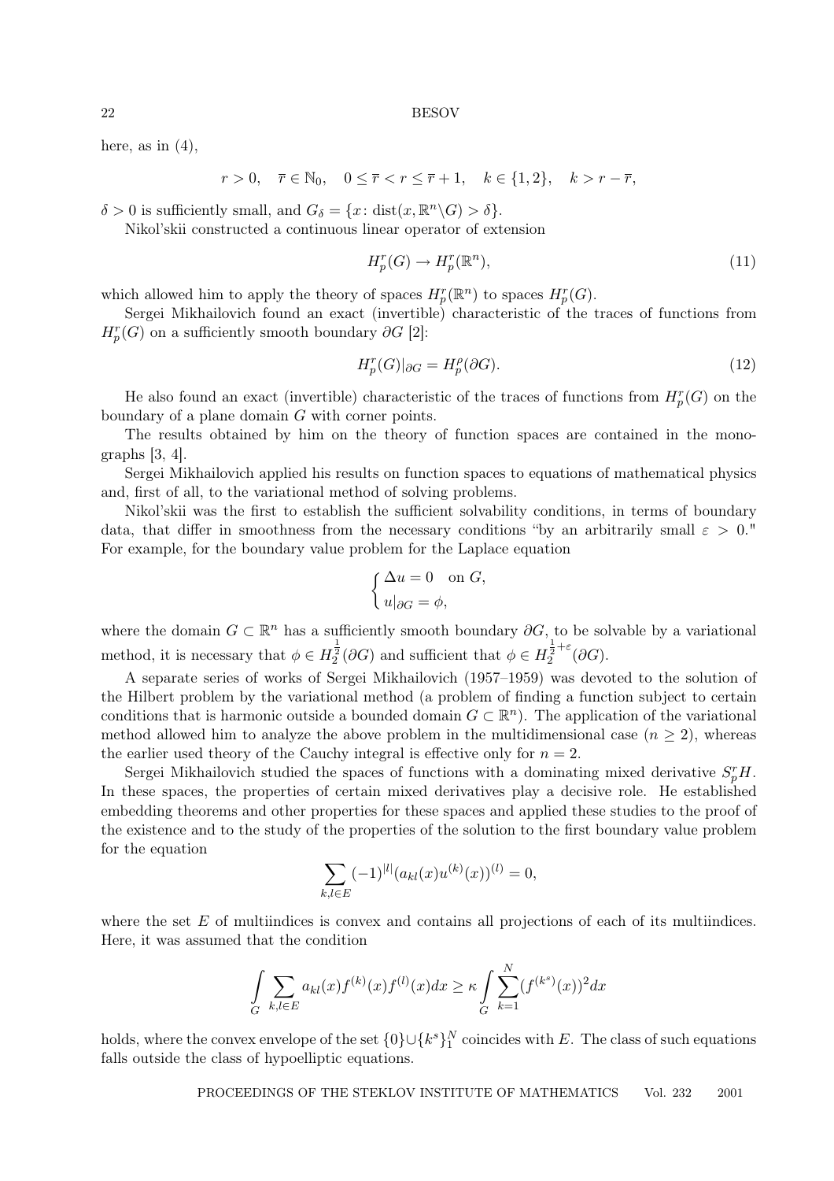here, as in (4),

$$r > 0, \quad \overline{r} \in \mathbb{N}_0, \quad 0 \le \overline{r} < r \le \overline{r} + 1, \quad k \in \{1, 2\}, \quad k > r - \overline{r},$$

$\delta > 0$ is sufficiently small, and $G_\delta = \{x\colon \operatorname{dist}(x, \mathbb{R}^n \backslash G) > \delta\}$.

Nikol'skii constructed a continuous linear operator of extension

$$H_p^r(G) \to H_p^r(\mathbb{R}^n), \tag{11}$$

which allowed him to apply the theory of spaces $H_p^r(\mathbb{R}^n)$ to spaces $H_p^r(G)$.

Sergei Mikhailovich found an exact (invertible) characteristic of the traces of functions from $H_p^r(G)$ on a sufficiently smooth boundary $\partial G$ [2]:

$$H_p^r(G)|_{\partial G} = H_p^\rho(\partial G). \tag{12}$$

He also found an exact (invertible) characteristic of the traces of functions from $H_p^r(G)$ on the boundary of a plane domain $G$ with corner points.

The results obtained by him on the theory of function spaces are contained in the monographs [3, 4].

Sergei Mikhailovich applied his results on function spaces to equations of mathematical physics and, first of all, to the variational method of solving problems.

Nikol'skii was the first to establish the sufficient solvability conditions, in terms of boundary data, that differ in smoothness from the necessary conditions "by an arbitrarily small $\varepsilon > 0$." For example, for the boundary value problem for the Laplace equation

$$\begin{cases} \Delta u = 0 \quad \text{on } G, \\ u|_{\partial G} = \phi, \end{cases}$$

where the domain $G \subset \mathbb{R}^n$ has a sufficiently smooth boundary $\partial G$, to be solvable by a variational method, it is necessary that $\phi \in H_2^{\frac{1}{2}}(\partial G)$ and sufficient that $\phi \in H_2^{\frac{1}{2}+\varepsilon}(\partial G)$.

A separate series of works of Sergei Mikhailovich (1957–1959) was devoted to the solution of the Hilbert problem by the variational method (a problem of finding a function subject to certain conditions that is harmonic outside a bounded domain $G \subset \mathbb{R}^n$). The application of the variational method allowed him to analyze the above problem in the multidimensional case ($n \ge 2$), whereas the earlier used theory of the Cauchy integral is effective only for $n = 2$.

Sergei Mikhailovich studied the spaces of functions with a dominating mixed derivative $S_p^r H$. In these spaces, the properties of certain mixed derivatives play a decisive role. He established embedding theorems and other properties for these spaces and applied these studies to the proof of the existence and to the study of the properties of the solution to the first boundary value problem for the equation

$$\sum_{k,l \in E} (-1)^{|l|} (a_{kl}(x) u^{(k)}(x))^{(l)} = 0,$$

where the set $E$ of multiindices is convex and contains all projections of each of its multiindices. Here, it was assumed that the condition

$$\int\limits_G \sum_{k,l \in E} a_{kl}(x) f^{(k)}(x) f^{(l)}(x) dx \ge \kappa \int\limits_G \sum_{k=1}^N (f^{(k^s)}(x))^2 dx$$

holds, where the convex envelope of the set $\{0\} \cup \{k^s\}_1^N$ coincides with $E$. The class of such equations falls outside the class of hypoelliptic equations.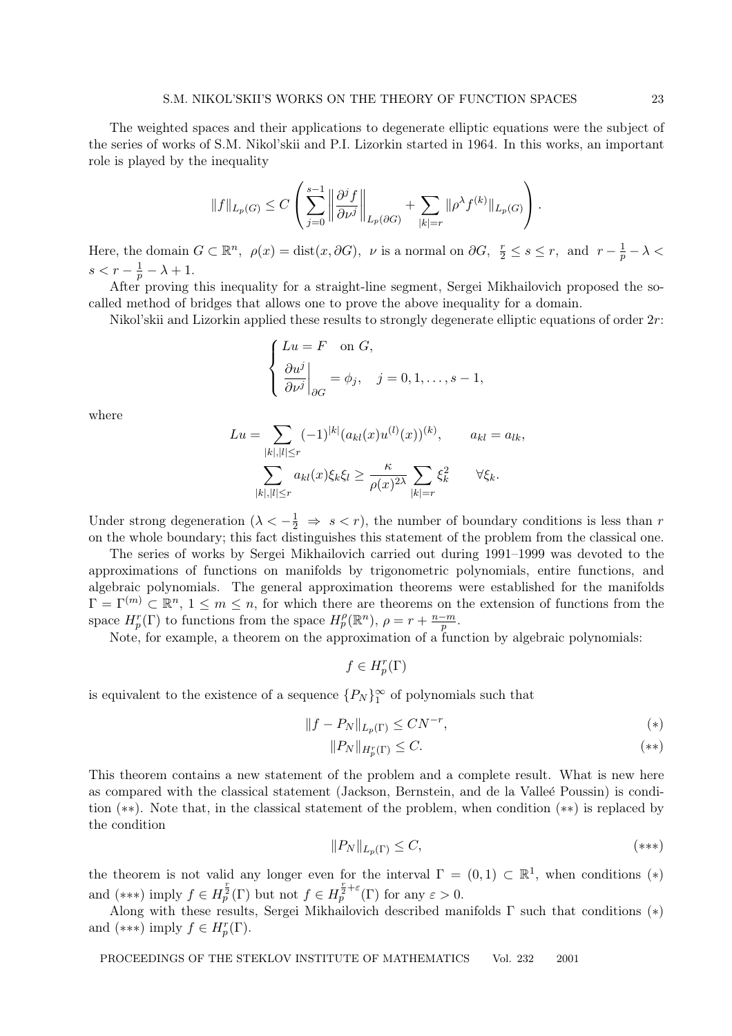The weighted spaces and their applications to degenerate elliptic equations were the subject of the series of works of S.M. Nikol'skii and P.I. Lizorkin started in 1964. In this works, an important role is played by the inequality

$$\|f\|_{L_p(G)} \le C\left(\sum_{j=0}^{s-1}\left\|\frac{\partial^j f}{\partial \nu^j}\right\|_{L_p(\partial G)} + \sum_{|k|=r}\|\rho^\lambda f^{(k)}\|_{L_p(G)}\right).$$

Here, the domain $G \subset \mathbb{R}^n$, $\rho(x) = \operatorname{dist}(x, \partial G)$, $\nu$ is a normal on $\partial G$, $\frac{r}{2} \le s \le r$, and $r - \frac{1}{p} - \lambda < s < r - \frac{1}{p} - \lambda + 1$.

After proving this inequality for a straight-line segment, Sergei Mikhailovich proposed the so-called method of bridges that allows one to prove the above inequality for a domain.

Nikol'skii and Lizorkin applied these results to strongly degenerate elliptic equations of order $2r$:

$$\begin{cases} Lu = F \quad \text{on } G, \\ \left.\dfrac{\partial u^j}{\partial \nu^j}\right|_{\partial G} = \phi_j, \quad j = 0, 1, \dots, s-1, \end{cases}$$

where

$$Lu = \sum_{|k|,|l| \le r} (-1)^{|k|}(a_{kl}(x)u^{(l)}(x))^{(k)}, \qquad a_{kl} = a_{lk},$$

$$\sum_{|k|,|l| \le r} a_{kl}(x)\xi_k\xi_l \ge \frac{\kappa}{\rho(x)^{2\lambda}}\sum_{|k|=r}\xi_k^2 \qquad \forall \xi_k.$$

Under strong degeneration ($\lambda < -\frac{1}{2} \ \Rightarrow \ s < r$), the number of boundary conditions is less than $r$ on the whole boundary; this fact distinguishes this statement of the problem from the classical one.

The series of works by Sergei Mikhailovich carried out during 1991–1999 was devoted to the approximations of functions on manifolds by trigonometric polynomials, entire functions, and algebraic polynomials. The general approximation theorems were established for the manifolds $\Gamma = \Gamma^{(m)} \subset \mathbb{R}^n$, $1 \le m \le n$, for which there are theorems on the extension of functions from the space $H_p^r(\Gamma)$ to functions from the space $H_p^\rho(\mathbb{R}^n)$, $\rho = r + \frac{n-m}{p}$.

Note, for example, a theorem on the approximation of a function by algebraic polynomials:

$$f \in H_p^r(\Gamma)$$

is equivalent to the existence of a sequence $\{P_N\}_1^\infty$ of polynomials such that

$$\|f - P_N\|_{L_p(\Gamma)} \le CN^{-r}, \tag{$*$}$$

$$\|P_N\|_{H_p^r(\Gamma)} \le C. \tag{$**$}$$

This theorem contains a new statement of the problem and a complete result. What is new here as compared with the classical statement (Jackson, Bernstein, and de la Valleé Poussin) is condition $(**)$. Note that, in the classical statement of the problem, when condition $(**)$ is replaced by the condition

$$\|P_N\|_{L_p(\Gamma)} \le C, \tag{$***$}$$

the theorem is not valid any longer even for the interval $\Gamma = (0,1) \subset \mathbb{R}^1$, when conditions $(*)$ and $(***)$ imply $f \in H_p^{\frac{r}{2}}(\Gamma)$ but not $f \in H_p^{\frac{r}{2}+\varepsilon}(\Gamma)$ for any $\varepsilon > 0$.

Along with these results, Sergei Mikhailovich described manifolds $\Gamma$ such that conditions $(*)$ and $(***)$ imply $f \in H_p^r(\Gamma)$.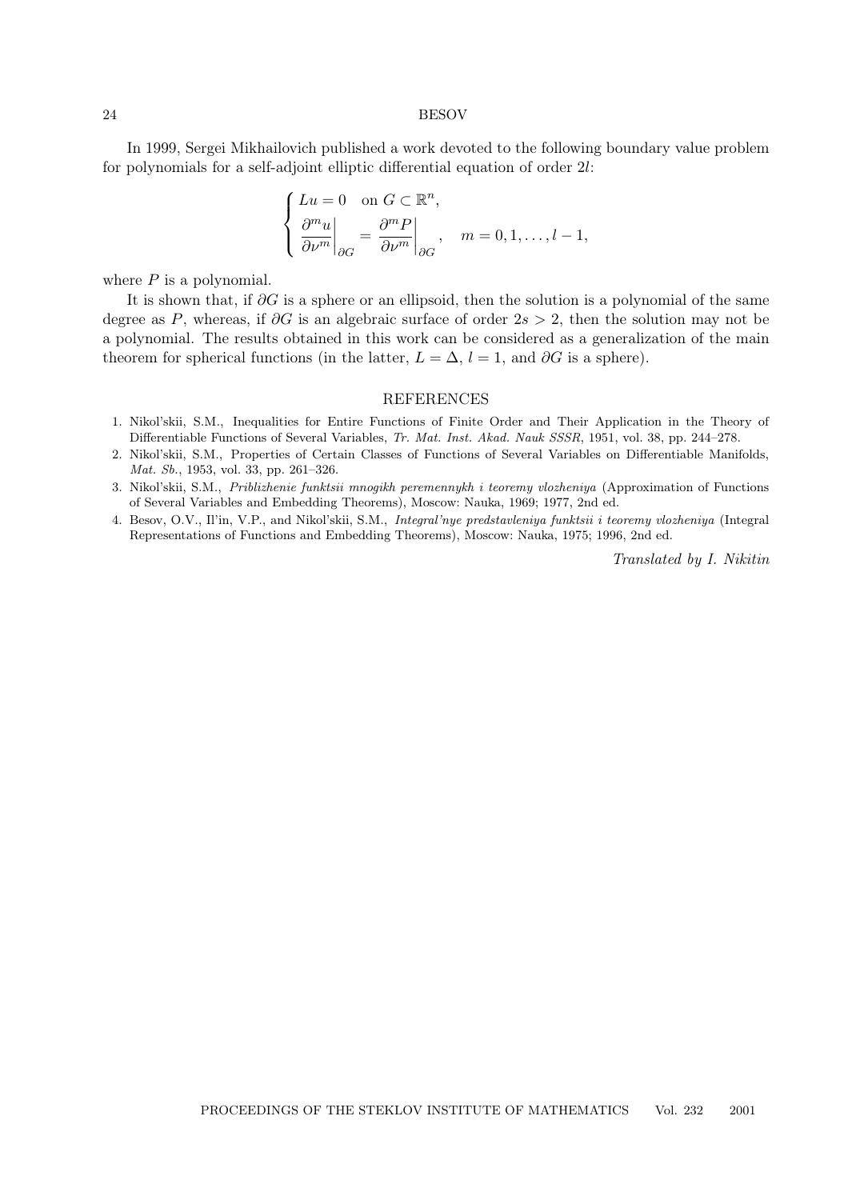In 1999, Sergei Mikhailovich published a work devoted to the following boundary value problem for polynomials for a self-adjoint elliptic differential equation of order $2l$:

$$\begin{cases} Lu = 0 \quad \text{on } G \subset \mathbb{R}^n, \\ \left.\dfrac{\partial^m u}{\partial \nu^m}\right|_{\partial G} = \left.\dfrac{\partial^m P}{\partial \nu^m}\right|_{\partial G}, \quad m = 0, 1, \dots, l-1, \end{cases}$$

where $P$ is a polynomial.

It is shown that, if $\partial G$ is a sphere or an ellipsoid, then the solution is a polynomial of the same degree as $P$, whereas, if $\partial G$ is an algebraic surface of order $2s > 2$, then the solution may not be a polynomial. The results obtained in this work can be considered as a generalization of the main theorem for spherical functions (in the latter, $L = \Delta$, $l = 1$, and $\partial G$ is a sphere).

## REFERENCES

1. Nikol'skii, S.M., Inequalities for Entire Functions of Finite Order and Their Application in the Theory of Differentiable Functions of Several Variables, *Tr. Mat. Inst. Akad. Nauk SSSR*, 1951, vol. 38, pp. 244–278.
2. Nikol'skii, S.M., Properties of Certain Classes of Functions of Several Variables on Differentiable Manifolds, *Mat. Sb.*, 1953, vol. 33, pp. 261–326.
3. Nikol'skii, S.M., *Priblizhenie funktsii mnogikh peremennykh i teoremy vlozheniya* (Approximation of Functions of Several Variables and Embedding Theorems), Moscow: Nauka, 1969; 1977, 2nd ed.
4. Besov, O.V., Il'in, V.P., and Nikol'skii, S.M., *Integral'nye predstavleniya funktsii i teoremy vlozheniya* (Integral Representations of Functions and Embedding Theorems), Moscow: Nauka, 1975; 1996, 2nd ed.

*Translated by I. Nikitin*